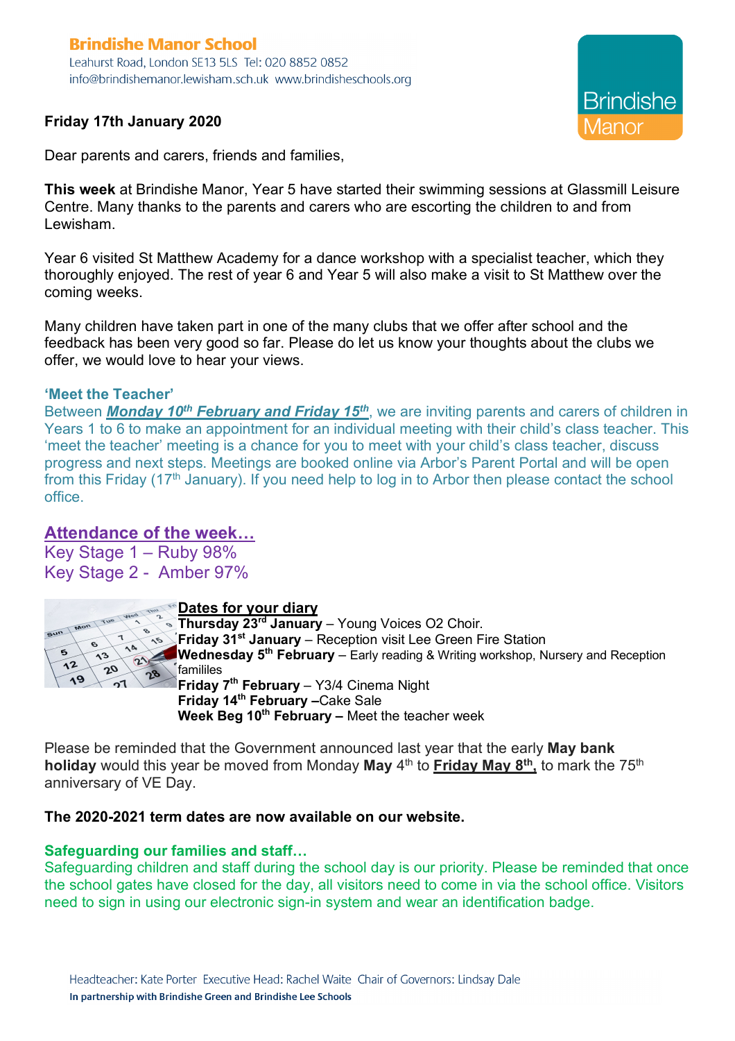**Brindishe Manor School**
Leahurst Road, London SE13 5LS Tel: 020 8852 0852
info@brindishemanor.lewisham.sch.uk www.brindisheschools.org

Brindishe Manor

**Friday 17th January 2020**

Dear parents and carers, friends and families,

**This week** at Brindishe Manor, Year 5 have started their swimming sessions at Glassmill Leisure Centre. Many thanks to the parents and carers who are escorting the children to and from Lewisham.

Year 6 visited St Matthew Academy for a dance workshop with a specialist teacher, which they thoroughly enjoyed. The rest of year 6 and Year 5 will also make a visit to St Matthew over the coming weeks.

Many children have taken part in one of the many clubs that we offer after school and the feedback has been very good so far. Please do let us know your thoughts about the clubs we offer, we would love to hear your views.

**'Meet the Teacher'**

Between ***Monday 10th February and Friday 15th***, we are inviting parents and carers of children in Years 1 to 6 to make an appointment for an individual meeting with their child's class teacher. This 'meet the teacher' meeting is a chance for you to meet with your child's class teacher, discuss progress and next steps. Meetings are booked online via Arbor's Parent Portal and will be open from this Friday (17th January). If you need help to log in to Arbor then please contact the school office.

## Attendance of the week…

Key Stage 1 – Ruby 98%
Key Stage 2 - Amber 97%

**Dates for your diary**

**Thursday 23rd January** – Young Voices O2 Choir.
**Friday 31st January** – Reception visit Lee Green Fire Station
**Wednesday 5th February** – Early reading & Writing workshop, Nursery and Reception famililes
**Friday 7th February** – Y3/4 Cinema Night
**Friday 14th February** –Cake Sale
**Week Beg 10th February** – Meet the teacher week

Please be reminded that the Government announced last year that the early **May bank holiday** would this year be moved from Monday **May** 4th to **Friday May 8th,** to mark the 75th anniversary of VE Day.

**The 2020-2021 term dates are now available on our website.**

**Safeguarding our families and staff…**

Safeguarding children and staff during the school day is our priority. Please be reminded that once the school gates have closed for the day, all visitors need to come in via the school office. Visitors need to sign in using our electronic sign-in system and wear an identification badge.

Headteacher: Kate Porter Executive Head: Rachel Waite Chair of Governors: Lindsay Dale
**In partnership with Brindishe Green and Brindishe Lee Schools**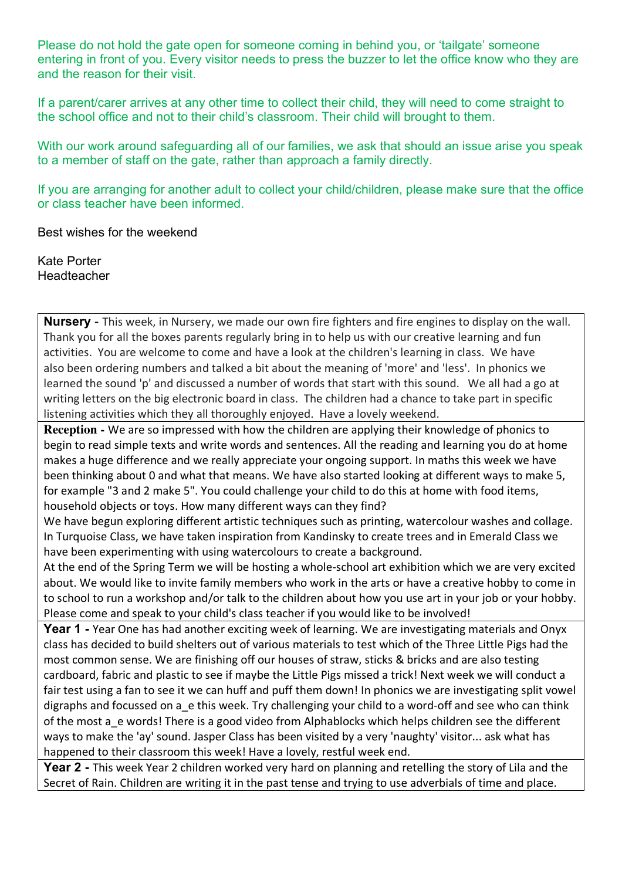Please do not hold the gate open for someone coming in behind you, or 'tailgate' someone entering in front of you. Every visitor needs to press the buzzer to let the office know who they are and the reason for their visit.

If a parent/carer arrives at any other time to collect their child, they will need to come straight to the school office and not to their child's classroom. Their child will brought to them.

With our work around safeguarding all of our families, we ask that should an issue arise you speak to a member of staff on the gate, rather than approach a family directly.

If you are arranging for another adult to collect your child/children, please make sure that the office or class teacher have been informed.

Best wishes for the weekend

Kate Porter
Headteacher

**Nursery -** This week, in Nursery, we made our own fire fighters and fire engines to display on the wall. Thank you for all the boxes parents regularly bring in to help us with our creative learning and fun activities. You are welcome to come and have a look at the children's learning in class. We have also been ordering numbers and talked a bit about the meaning of 'more' and 'less'. In phonics we learned the sound 'p' and discussed a number of words that start with this sound. We all had a go at writing letters on the big electronic board in class. The children had a chance to take part in specific listening activities which they all thoroughly enjoyed. Have a lovely weekend.

**Reception -** We are so impressed with how the children are applying their knowledge of phonics to begin to read simple texts and write words and sentences. All the reading and learning you do at home makes a huge difference and we really appreciate your ongoing support. In maths this week we have been thinking about 0 and what that means. We have also started looking at different ways to make 5, for example "3 and 2 make 5". You could challenge your child to do this at home with food items, household objects or toys. How many different ways can they find?

We have begun exploring different artistic techniques such as printing, watercolour washes and collage. In Turquoise Class, we have taken inspiration from Kandinsky to create trees and in Emerald Class we have been experimenting with using watercolours to create a background.

At the end of the Spring Term we will be hosting a whole-school art exhibition which we are very excited about. We would like to invite family members who work in the arts or have a creative hobby to come in to school to run a workshop and/or talk to the children about how you use art in your job or your hobby. Please come and speak to your child's class teacher if you would like to be involved!

**Year 1 -** Year One has had another exciting week of learning. We are investigating materials and Onyx class has decided to build shelters out of various materials to test which of the Three Little Pigs had the most common sense. We are finishing off our houses of straw, sticks & bricks and are also testing cardboard, fabric and plastic to see if maybe the Little Pigs missed a trick! Next week we will conduct a fair test using a fan to see it we can huff and puff them down! In phonics we are investigating split vowel digraphs and focussed on a_e this week. Try challenging your child to a word-off and see who can think of the most a_e words! There is a good video from Alphablocks which helps children see the different ways to make the 'ay' sound. Jasper Class has been visited by a very 'naughty' visitor... ask what has happened to their classroom this week! Have a lovely, restful week end.

**Year 2 -** This week Year 2 children worked very hard on planning and retelling the story of Lila and the Secret of Rain. Children are writing it in the past tense and trying to use adverbials of time and place.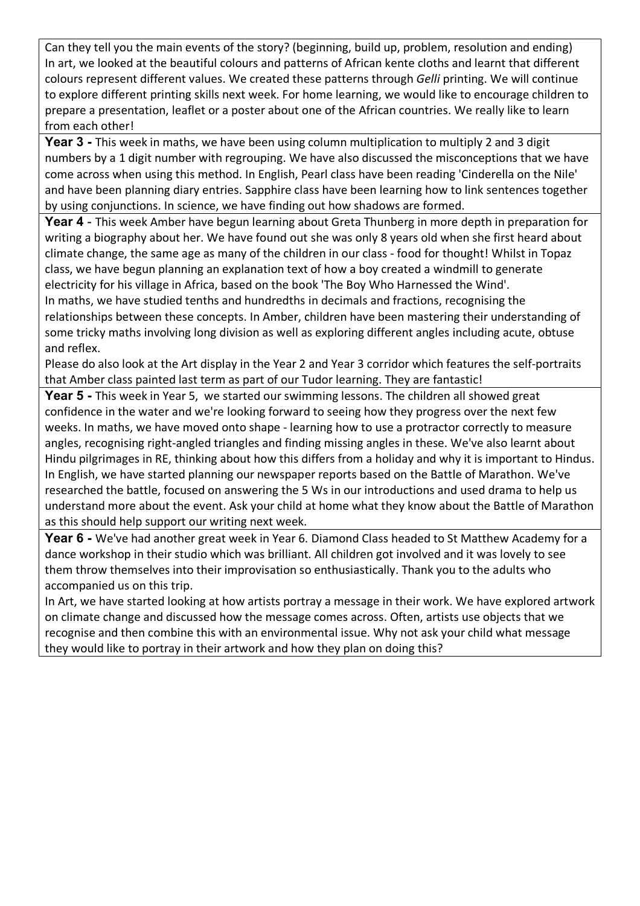Can they tell you the main events of the story? (beginning, build up, problem, resolution and ending) In art, we looked at the beautiful colours and patterns of African kente cloths and learnt that different colours represent different values. We created these patterns through *Gelli* printing. We will continue to explore different printing skills next week. For home learning, we would like to encourage children to prepare a presentation, leaflet or a poster about one of the African countries. We really like to learn from each other!

**Year 3 -** This week in maths, we have been using column multiplication to multiply 2 and 3 digit numbers by a 1 digit number with regrouping. We have also discussed the misconceptions that we have come across when using this method. In English, Pearl class have been reading 'Cinderella on the Nile' and have been planning diary entries. Sapphire class have been learning how to link sentences together by using conjunctions. In science, we have finding out how shadows are formed.

**Year 4** - This week Amber have begun learning about Greta Thunberg in more depth in preparation for writing a biography about her. We have found out she was only 8 years old when she first heard about climate change, the same age as many of the children in our class - food for thought! Whilst in Topaz class, we have begun planning an explanation text of how a boy created a windmill to generate electricity for his village in Africa, based on the book 'The Boy Who Harnessed the Wind'.

In maths, we have studied tenths and hundredths in decimals and fractions, recognising the relationships between these concepts. In Amber, children have been mastering their understanding of some tricky maths involving long division as well as exploring different angles including acute, obtuse and reflex.

Please do also look at the Art display in the Year 2 and Year 3 corridor which features the self-portraits that Amber class painted last term as part of our Tudor learning. They are fantastic!

**Year 5 -** This week in Year 5, we started our swimming lessons. The children all showed great confidence in the water and we're looking forward to seeing how they progress over the next few weeks. In maths, we have moved onto shape - learning how to use a protractor correctly to measure angles, recognising right-angled triangles and finding missing angles in these. We've also learnt about Hindu pilgrimages in RE, thinking about how this differs from a holiday and why it is important to Hindus. In English, we have started planning our newspaper reports based on the Battle of Marathon. We've researched the battle, focused on answering the 5 Ws in our introductions and used drama to help us understand more about the event. Ask your child at home what they know about the Battle of Marathon as this should help support our writing next week.

**Year 6 -** We've had another great week in Year 6. Diamond Class headed to St Matthew Academy for a dance workshop in their studio which was brilliant. All children got involved and it was lovely to see them throw themselves into their improvisation so enthusiastically. Thank you to the adults who accompanied us on this trip.

In Art, we have started looking at how artists portray a message in their work. We have explored artwork on climate change and discussed how the message comes across. Often, artists use objects that we recognise and then combine this with an environmental issue. Why not ask your child what message they would like to portray in their artwork and how they plan on doing this?